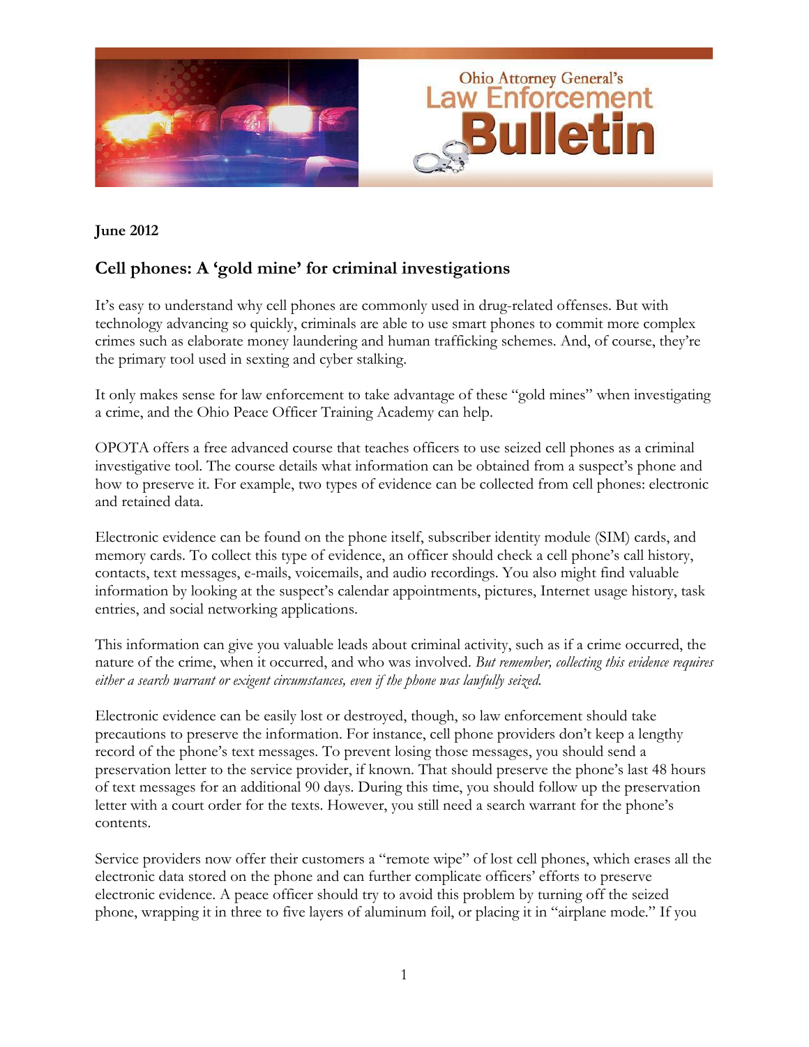June 2012

## Cell phones: A 'gold mine' for criminal investigations

It's easy to understand why cell phones are commonly used in drug-related offenses. But with technology advancing so quickly, criminals are able to use smart phones to commit more complex crimes such as elaborate money laundering and human trafficking schemes. And, of course, they're the primary tool used in sexting and cyber stalking.

It only makes sense for law enforcement to take advantage of these "gold mines" when investigating a crime, and the Ohio Peace Officer Training Academy can help.

OPOTA offers a free advanced course that teaches officers to use seized cell phones as a criminal investigative tool. The course details what information can be obtained from a suspect's phone and how to preserve it. For example, two types of evidence can be collected from cell phones: electronic and retained data.

Electronic evidence can be found on the phone itself, subscriber identity module (SIM) cards, and memory cards. To collect this type of evidence, an officer should check a cell phone's call history, contacts, text messages, e-mails, voicemails, and audio recordings. You also might find valuable information by looking at the suspect's calendar appointments, pictures, Internet usage history, task entries, and social networking applications.

This information can give you valuable leads about criminal activity, such as if a crime occurred, the nature of the crime, when it occurred, and who was involved. *But remember, collecting this evidence requires either a search warrant or exigent circumstances, even if the phone was lawfully seized.*

Electronic evidence can be easily lost or destroyed, though, so law enforcement should take precautions to preserve the information. For instance, cell phone providers don't keep a lengthy record of the phone's text messages. To prevent losing those messages, you should send a preservation letter to the service provider, if known. That should preserve the phone's last 48 hours of text messages for an additional 90 days. During this time, you should follow up the preservation letter with a court order for the texts. However, you still need a search warrant for the phone's contents.

Service providers now offer their customers a "remote wipe" of lost cell phones, which erases all the electronic data stored on the phone and can further complicate officers' efforts to preserve electronic evidence. A peace officer should try to avoid this problem by turning off the seized phone, wrapping it in three to five layers of aluminum foil, or placing it in "airplane mode." If you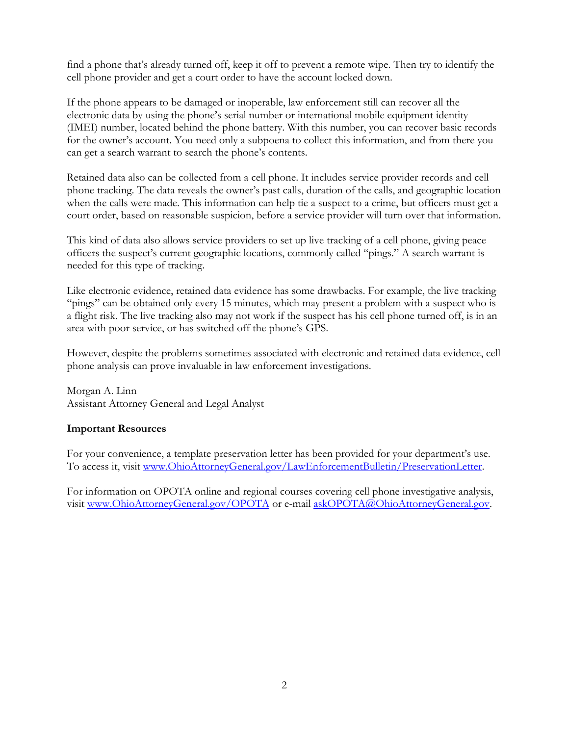find a phone that's already turned off, keep it off to prevent a remote wipe. Then try to identify the cell phone provider and get a court order to have the account locked down.

If the phone appears to be damaged or inoperable, law enforcement still can recover all the electronic data by using the phone's serial number or international mobile equipment identity (IMEI) number, located behind the phone battery. With this number, you can recover basic records for the owner's account. You need only a subpoena to collect this information, and from there you can get a search warrant to search the phone's contents.

Retained data also can be collected from a cell phone. It includes service provider records and cell phone tracking. The data reveals the owner's past calls, duration of the calls, and geographic location when the calls were made. This information can help tie a suspect to a crime, but officers must get a court order, based on reasonable suspicion, before a service provider will turn over that information.

This kind of data also allows service providers to set up live tracking of a cell phone, giving peace officers the suspect's current geographic locations, commonly called "pings." A search warrant is needed for this type of tracking.

Like electronic evidence, retained data evidence has some drawbacks. For example, the live tracking "pings" can be obtained only every 15 minutes, which may present a problem with a suspect who is a flight risk. The live tracking also may not work if the suspect has his cell phone turned off, is in an area with poor service, or has switched off the phone's GPS.

However, despite the problems sometimes associated with electronic and retained data evidence, cell phone analysis can prove invaluable in law enforcement investigations.

Morgan A. Linn
Assistant Attorney General and Legal Analyst

**Important Resources**

For your convenience, a template preservation letter has been provided for your department's use. To access it, visit www.OhioAttorneyGeneral.gov/LawEnforcementBulletin/PreservationLetter.

For information on OPOTA online and regional courses covering cell phone investigative analysis, visit www.OhioAttorneyGeneral.gov/OPOTA or e-mail askOPOTA@OhioAttorneyGeneral.gov.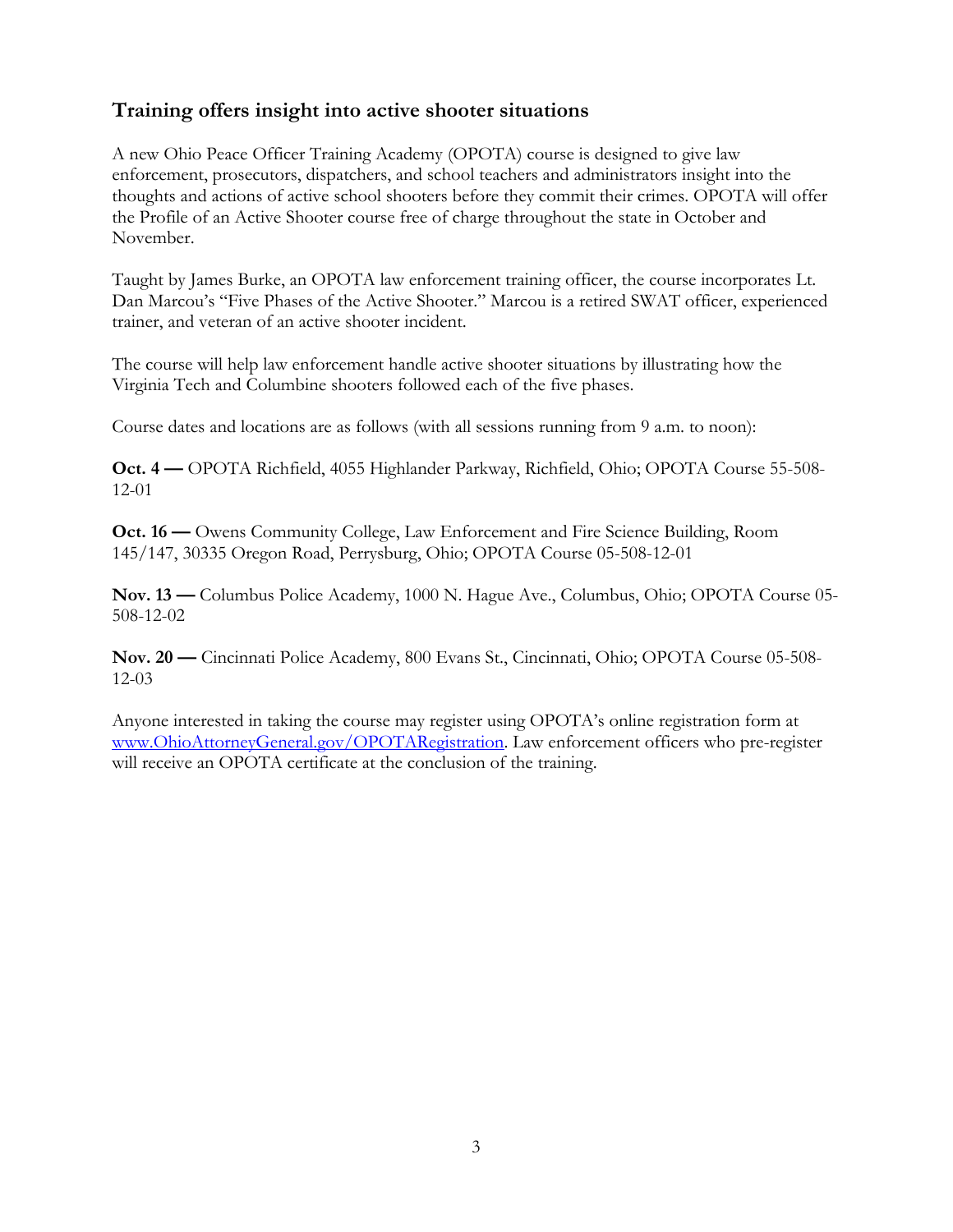## Training offers insight into active shooter situations

A new Ohio Peace Officer Training Academy (OPOTA) course is designed to give law enforcement, prosecutors, dispatchers, and school teachers and administrators insight into the thoughts and actions of active school shooters before they commit their crimes. OPOTA will offer the Profile of an Active Shooter course free of charge throughout the state in October and November.

Taught by James Burke, an OPOTA law enforcement training officer, the course incorporates Lt. Dan Marcou's "Five Phases of the Active Shooter." Marcou is a retired SWAT officer, experienced trainer, and veteran of an active shooter incident.

The course will help law enforcement handle active shooter situations by illustrating how the Virginia Tech and Columbine shooters followed each of the five phases.

Course dates and locations are as follows (with all sessions running from 9 a.m. to noon):

**Oct. 4 —** OPOTA Richfield, 4055 Highlander Parkway, Richfield, Ohio; OPOTA Course 55-508-12-01

**Oct. 16 —** Owens Community College, Law Enforcement and Fire Science Building, Room 145/147, 30335 Oregon Road, Perrysburg, Ohio; OPOTA Course 05-508-12-01

**Nov. 13 —** Columbus Police Academy, 1000 N. Hague Ave., Columbus, Ohio; OPOTA Course 05-508-12-02

**Nov. 20 —** Cincinnati Police Academy, 800 Evans St., Cincinnati, Ohio; OPOTA Course 05-508-12-03

Anyone interested in taking the course may register using OPOTA's online registration form at [www.OhioAttorneyGeneral.gov/OPOTARegistration](http://www.OhioAttorneyGeneral.gov/OPOTARegistration). Law enforcement officers who pre-register will receive an OPOTA certificate at the conclusion of the training.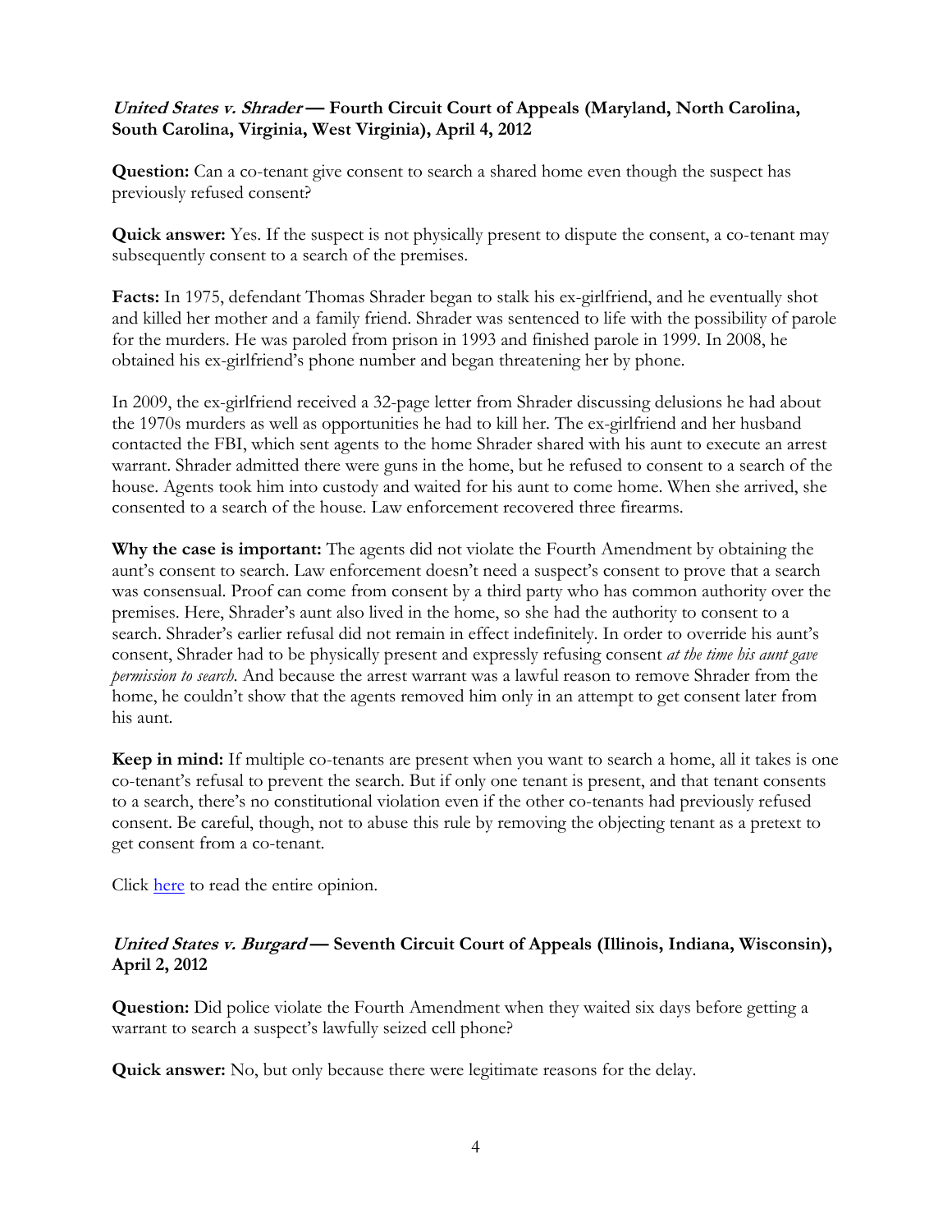### *United States v. Shrader* — Fourth Circuit Court of Appeals (Maryland, North Carolina, South Carolina, Virginia, West Virginia), April 4, 2012

**Question:** Can a co-tenant give consent to search a shared home even though the suspect has previously refused consent?

**Quick answer:** Yes. If the suspect is not physically present to dispute the consent, a co-tenant may subsequently consent to a search of the premises.

**Facts:** In 1975, defendant Thomas Shrader began to stalk his ex-girlfriend, and he eventually shot and killed her mother and a family friend. Shrader was sentenced to life with the possibility of parole for the murders. He was paroled from prison in 1993 and finished parole in 1999. In 2008, he obtained his ex-girlfriend's phone number and began threatening her by phone.

In 2009, the ex-girlfriend received a 32-page letter from Shrader discussing delusions he had about the 1970s murders as well as opportunities he had to kill her. The ex-girlfriend and her husband contacted the FBI, which sent agents to the home Shrader shared with his aunt to execute an arrest warrant. Shrader admitted there were guns in the home, but he refused to consent to a search of the house. Agents took him into custody and waited for his aunt to come home. When she arrived, she consented to a search of the house. Law enforcement recovered three firearms.

**Why the case is important:** The agents did not violate the Fourth Amendment by obtaining the aunt's consent to search. Law enforcement doesn't need a suspect's consent to prove that a search was consensual. Proof can come from consent by a third party who has common authority over the premises. Here, Shrader's aunt also lived in the home, so she had the authority to consent to a search. Shrader's earlier refusal did not remain in effect indefinitely. In order to override his aunt's consent, Shrader had to be physically present and expressly refusing consent *at the time his aunt gave permission to search*. And because the arrest warrant was a lawful reason to remove Shrader from the home, he couldn't show that the agents removed him only in an attempt to get consent later from his aunt.

**Keep in mind:** If multiple co-tenants are present when you want to search a home, all it takes is one co-tenant's refusal to prevent the search. But if only one tenant is present, and that tenant consents to a search, there's no constitutional violation even if the other co-tenants had previously refused consent. Be careful, though, not to abuse this rule by removing the objecting tenant as a pretext to get consent from a co-tenant.

Click here to read the entire opinion.

### *United States v. Burgard* — Seventh Circuit Court of Appeals (Illinois, Indiana, Wisconsin), April 2, 2012

**Question:** Did police violate the Fourth Amendment when they waited six days before getting a warrant to search a suspect's lawfully seized cell phone?

**Quick answer:** No, but only because there were legitimate reasons for the delay.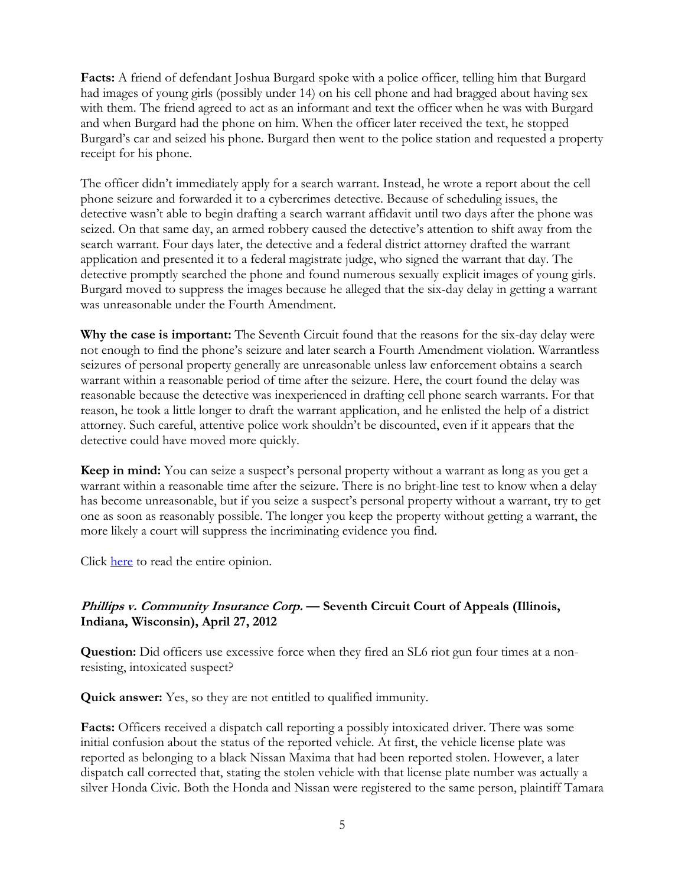**Facts:** A friend of defendant Joshua Burgard spoke with a police officer, telling him that Burgard had images of young girls (possibly under 14) on his cell phone and had bragged about having sex with them. The friend agreed to act as an informant and text the officer when he was with Burgard and when Burgard had the phone on him. When the officer later received the text, he stopped Burgard's car and seized his phone. Burgard then went to the police station and requested a property receipt for his phone.

The officer didn't immediately apply for a search warrant. Instead, he wrote a report about the cell phone seizure and forwarded it to a cybercrimes detective. Because of scheduling issues, the detective wasn't able to begin drafting a search warrant affidavit until two days after the phone was seized. On that same day, an armed robbery caused the detective's attention to shift away from the search warrant. Four days later, the detective and a federal district attorney drafted the warrant application and presented it to a federal magistrate judge, who signed the warrant that day. The detective promptly searched the phone and found numerous sexually explicit images of young girls. Burgard moved to suppress the images because he alleged that the six-day delay in getting a warrant was unreasonable under the Fourth Amendment.

**Why the case is important:** The Seventh Circuit found that the reasons for the six-day delay were not enough to find the phone's seizure and later search a Fourth Amendment violation. Warrantless seizures of personal property generally are unreasonable unless law enforcement obtains a search warrant within a reasonable period of time after the seizure. Here, the court found the delay was reasonable because the detective was inexperienced in drafting cell phone search warrants. For that reason, he took a little longer to draft the warrant application, and he enlisted the help of a district attorney. Such careful, attentive police work shouldn't be discounted, even if it appears that the detective could have moved more quickly.

**Keep in mind:** You can seize a suspect's personal property without a warrant as long as you get a warrant within a reasonable time after the seizure. There is no bright-line test to know when a delay has become unreasonable, but if you seize a suspect's personal property without a warrant, try to get one as soon as reasonably possible. The longer you keep the property without getting a warrant, the more likely a court will suppress the incriminating evidence you find.

Click here to read the entire opinion.

### ***Phillips v. Community Insurance Corp.*** **— Seventh Circuit Court of Appeals (Illinois, Indiana, Wisconsin), April 27, 2012**

**Question:** Did officers use excessive force when they fired an SL6 riot gun four times at a non-resisting, intoxicated suspect?

**Quick answer:** Yes, so they are not entitled to qualified immunity.

**Facts:** Officers received a dispatch call reporting a possibly intoxicated driver. There was some initial confusion about the status of the reported vehicle. At first, the vehicle license plate was reported as belonging to a black Nissan Maxima that had been reported stolen. However, a later dispatch call corrected that, stating the stolen vehicle with that license plate number was actually a silver Honda Civic. Both the Honda and Nissan were registered to the same person, plaintiff Tamara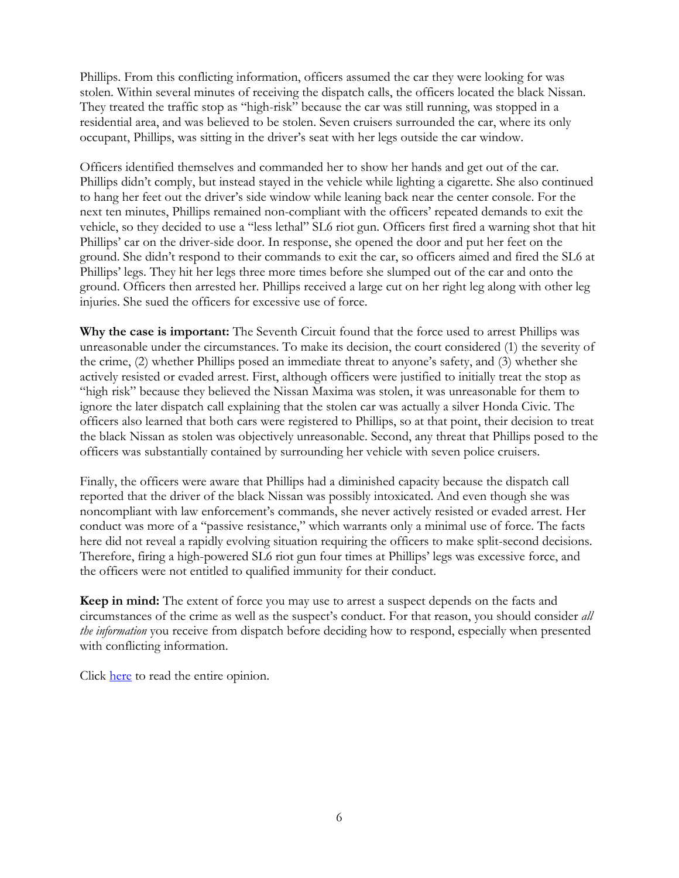Phillips. From this conflicting information, officers assumed the car they were looking for was stolen. Within several minutes of receiving the dispatch calls, the officers located the black Nissan. They treated the traffic stop as "high-risk" because the car was still running, was stopped in a residential area, and was believed to be stolen. Seven cruisers surrounded the car, where its only occupant, Phillips, was sitting in the driver's seat with her legs outside the car window.

Officers identified themselves and commanded her to show her hands and get out of the car. Phillips didn't comply, but instead stayed in the vehicle while lighting a cigarette. She also continued to hang her feet out the driver's side window while leaning back near the center console. For the next ten minutes, Phillips remained non-compliant with the officers' repeated demands to exit the vehicle, so they decided to use a "less lethal" SL6 riot gun. Officers first fired a warning shot that hit Phillips' car on the driver-side door. In response, she opened the door and put her feet on the ground. She didn't respond to their commands to exit the car, so officers aimed and fired the SL6 at Phillips' legs. They hit her legs three more times before she slumped out of the car and onto the ground. Officers then arrested her. Phillips received a large cut on her right leg along with other leg injuries. She sued the officers for excessive use of force.

**Why the case is important:** The Seventh Circuit found that the force used to arrest Phillips was unreasonable under the circumstances. To make its decision, the court considered (1) the severity of the crime, (2) whether Phillips posed an immediate threat to anyone's safety, and (3) whether she actively resisted or evaded arrest. First, although officers were justified to initially treat the stop as "high risk" because they believed the Nissan Maxima was stolen, it was unreasonable for them to ignore the later dispatch call explaining that the stolen car was actually a silver Honda Civic. The officers also learned that both cars were registered to Phillips, so at that point, their decision to treat the black Nissan as stolen was objectively unreasonable. Second, any threat that Phillips posed to the officers was substantially contained by surrounding her vehicle with seven police cruisers.

Finally, the officers were aware that Phillips had a diminished capacity because the dispatch call reported that the driver of the black Nissan was possibly intoxicated. And even though she was noncompliant with law enforcement's commands, she never actively resisted or evaded arrest. Her conduct was more of a "passive resistance," which warrants only a minimal use of force. The facts here did not reveal a rapidly evolving situation requiring the officers to make split-second decisions. Therefore, firing a high-powered SL6 riot gun four times at Phillips' legs was excessive force, and the officers were not entitled to qualified immunity for their conduct.

**Keep in mind:** The extent of force you may use to arrest a suspect depends on the facts and circumstances of the crime as well as the suspect's conduct. For that reason, you should consider *all the information* you receive from dispatch before deciding how to respond, especially when presented with conflicting information.

Click here to read the entire opinion.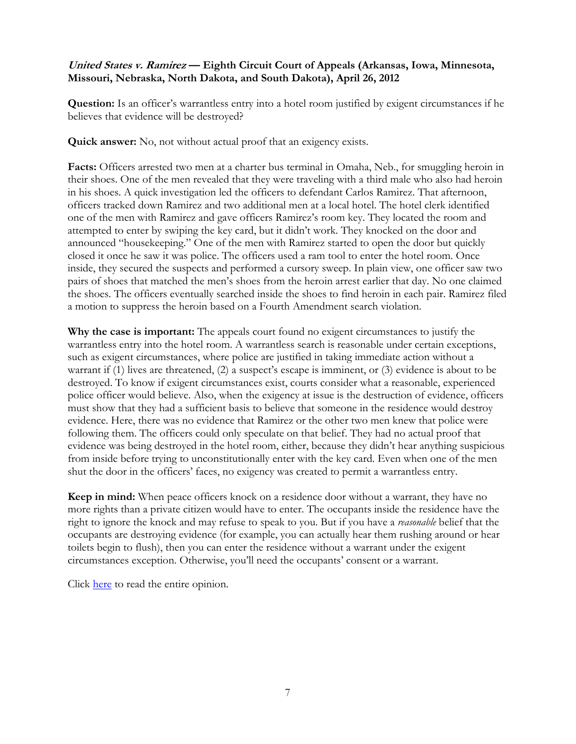***United States v. Ramirez* — Eighth Circuit Court of Appeals (Arkansas, Iowa, Minnesota, Missouri, Nebraska, North Dakota, and South Dakota), April 26, 2012**

**Question:** Is an officer's warrantless entry into a hotel room justified by exigent circumstances if he believes that evidence will be destroyed?

**Quick answer:** No, not without actual proof that an exigency exists.

**Facts:** Officers arrested two men at a charter bus terminal in Omaha, Neb., for smuggling heroin in their shoes. One of the men revealed that they were traveling with a third male who also had heroin in his shoes. A quick investigation led the officers to defendant Carlos Ramirez. That afternoon, officers tracked down Ramirez and two additional men at a local hotel. The hotel clerk identified one of the men with Ramirez and gave officers Ramirez's room key. They located the room and attempted to enter by swiping the key card, but it didn't work. They knocked on the door and announced "housekeeping." One of the men with Ramirez started to open the door but quickly closed it once he saw it was police. The officers used a ram tool to enter the hotel room. Once inside, they secured the suspects and performed a cursory sweep. In plain view, one officer saw two pairs of shoes that matched the men's shoes from the heroin arrest earlier that day. No one claimed the shoes. The officers eventually searched inside the shoes to find heroin in each pair. Ramirez filed a motion to suppress the heroin based on a Fourth Amendment search violation.

**Why the case is important:** The appeals court found no exigent circumstances to justify the warrantless entry into the hotel room. A warrantless search is reasonable under certain exceptions, such as exigent circumstances, where police are justified in taking immediate action without a warrant if (1) lives are threatened, (2) a suspect's escape is imminent, or (3) evidence is about to be destroyed. To know if exigent circumstances exist, courts consider what a reasonable, experienced police officer would believe. Also, when the exigency at issue is the destruction of evidence, officers must show that they had a sufficient basis to believe that someone in the residence would destroy evidence. Here, there was no evidence that Ramirez or the other two men knew that police were following them. The officers could only speculate on that belief. They had no actual proof that evidence was being destroyed in the hotel room, either, because they didn't hear anything suspicious from inside before trying to unconstitutionally enter with the key card. Even when one of the men shut the door in the officers' faces, no exigency was created to permit a warrantless entry.

**Keep in mind:** When peace officers knock on a residence door without a warrant, they have no more rights than a private citizen would have to enter. The occupants inside the residence have the right to ignore the knock and may refuse to speak to you. But if you have a *reasonable* belief that the occupants are destroying evidence (for example, you can actually hear them rushing around or hear toilets begin to flush), then you can enter the residence without a warrant under the exigent circumstances exception. Otherwise, you'll need the occupants' consent or a warrant.

Click here to read the entire opinion.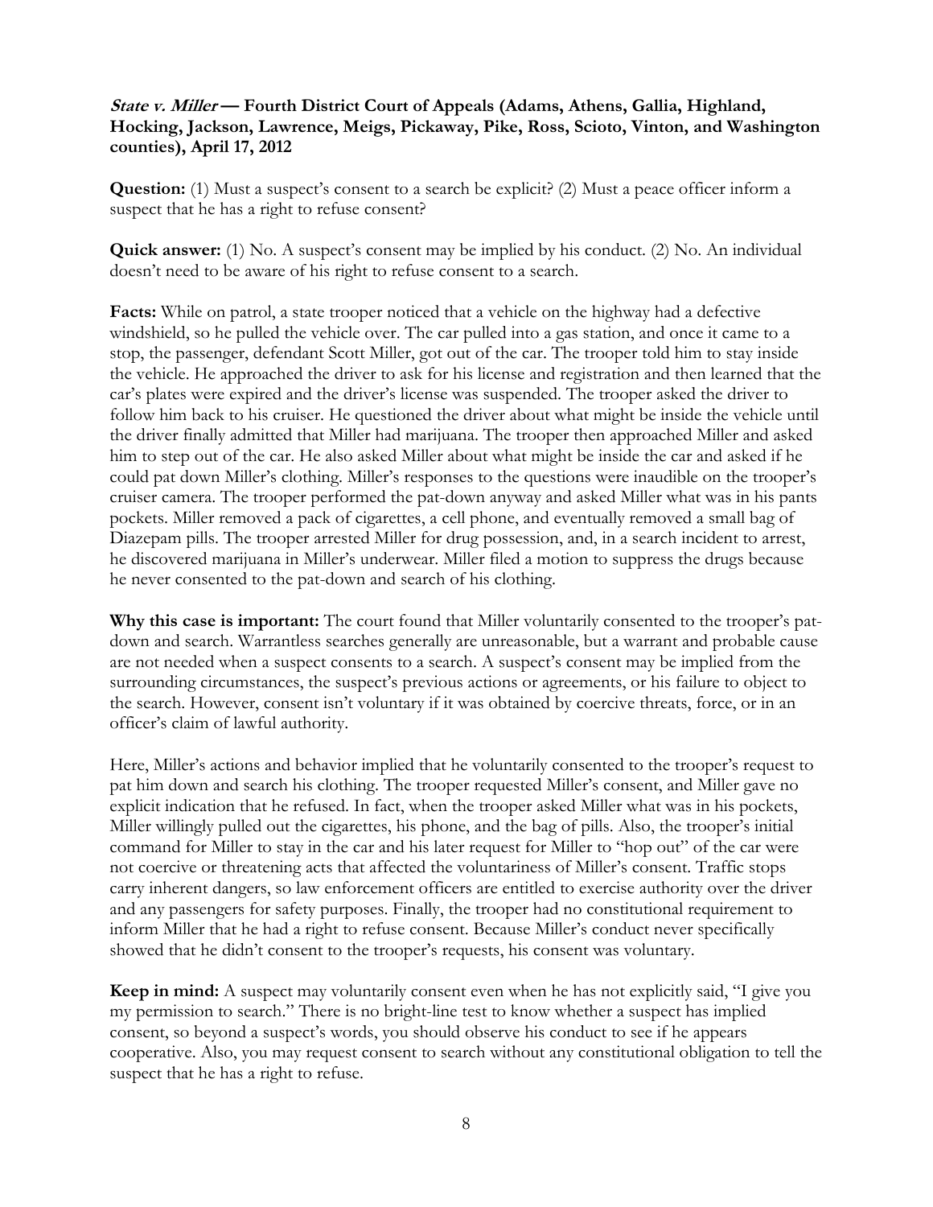**_State v. Miller_ — Fourth District Court of Appeals (Adams, Athens, Gallia, Highland, Hocking, Jackson, Lawrence, Meigs, Pickaway, Pike, Ross, Scioto, Vinton, and Washington counties), April 17, 2012**

**Question:** (1) Must a suspect's consent to a search be explicit? (2) Must a peace officer inform a suspect that he has a right to refuse consent?

**Quick answer:** (1) No. A suspect's consent may be implied by his conduct. (2) No. An individual doesn't need to be aware of his right to refuse consent to a search.

**Facts:** While on patrol, a state trooper noticed that a vehicle on the highway had a defective windshield, so he pulled the vehicle over. The car pulled into a gas station, and once it came to a stop, the passenger, defendant Scott Miller, got out of the car. The trooper told him to stay inside the vehicle. He approached the driver to ask for his license and registration and then learned that the car's plates were expired and the driver's license was suspended. The trooper asked the driver to follow him back to his cruiser. He questioned the driver about what might be inside the vehicle until the driver finally admitted that Miller had marijuana. The trooper then approached Miller and asked him to step out of the car. He also asked Miller about what might be inside the car and asked if he could pat down Miller's clothing. Miller's responses to the questions were inaudible on the trooper's cruiser camera. The trooper performed the pat-down anyway and asked Miller what was in his pants pockets. Miller removed a pack of cigarettes, a cell phone, and eventually removed a small bag of Diazepam pills. The trooper arrested Miller for drug possession, and, in a search incident to arrest, he discovered marijuana in Miller's underwear. Miller filed a motion to suppress the drugs because he never consented to the pat-down and search of his clothing.

**Why this case is important:** The court found that Miller voluntarily consented to the trooper's pat-down and search. Warrantless searches generally are unreasonable, but a warrant and probable cause are not needed when a suspect consents to a search. A suspect's consent may be implied from the surrounding circumstances, the suspect's previous actions or agreements, or his failure to object to the search. However, consent isn't voluntary if it was obtained by coercive threats, force, or in an officer's claim of lawful authority.

Here, Miller's actions and behavior implied that he voluntarily consented to the trooper's request to pat him down and search his clothing. The trooper requested Miller's consent, and Miller gave no explicit indication that he refused. In fact, when the trooper asked Miller what was in his pockets, Miller willingly pulled out the cigarettes, his phone, and the bag of pills. Also, the trooper's initial command for Miller to stay in the car and his later request for Miller to "hop out" of the car were not coercive or threatening acts that affected the voluntariness of Miller's consent. Traffic stops carry inherent dangers, so law enforcement officers are entitled to exercise authority over the driver and any passengers for safety purposes. Finally, the trooper had no constitutional requirement to inform Miller that he had a right to refuse consent. Because Miller's conduct never specifically showed that he didn't consent to the trooper's requests, his consent was voluntary.

**Keep in mind:** A suspect may voluntarily consent even when he has not explicitly said, "I give you my permission to search." There is no bright-line test to know whether a suspect has implied consent, so beyond a suspect's words, you should observe his conduct to see if he appears cooperative. Also, you may request consent to search without any constitutional obligation to tell the suspect that he has a right to refuse.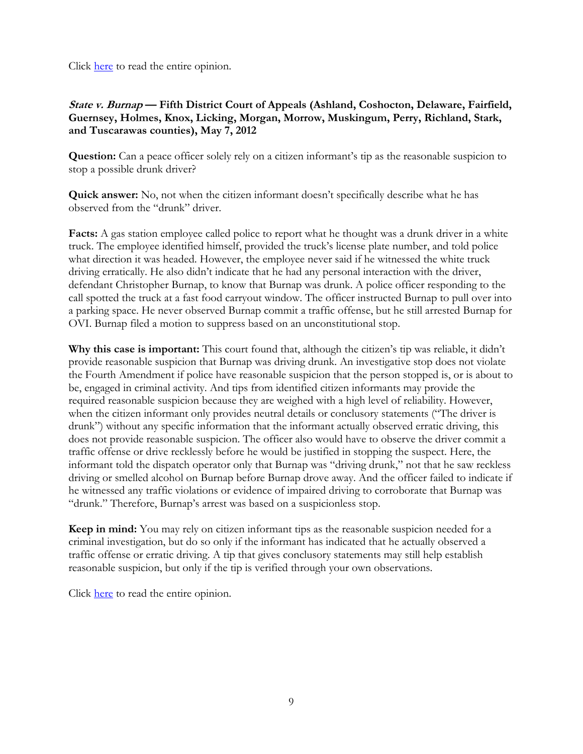Click [here](#) to read the entire opinion.

### ***State v. Burnap*** **— Fifth District Court of Appeals (Ashland, Coshocton, Delaware, Fairfield, Guernsey, Holmes, Knox, Licking, Morgan, Morrow, Muskingum, Perry, Richland, Stark, and Tuscarawas counties), May 7, 2012**

**Question:** Can a peace officer solely rely on a citizen informant's tip as the reasonable suspicion to stop a possible drunk driver?

**Quick answer:** No, not when the citizen informant doesn't specifically describe what he has observed from the "drunk" driver.

**Facts:** A gas station employee called police to report what he thought was a drunk driver in a white truck. The employee identified himself, provided the truck's license plate number, and told police what direction it was headed. However, the employee never said if he witnessed the white truck driving erratically. He also didn't indicate that he had any personal interaction with the driver, defendant Christopher Burnap, to know that Burnap was drunk. A police officer responding to the call spotted the truck at a fast food carryout window. The officer instructed Burnap to pull over into a parking space. He never observed Burnap commit a traffic offense, but he still arrested Burnap for OVI. Burnap filed a motion to suppress based on an unconstitutional stop.

**Why this case is important:** This court found that, although the citizen's tip was reliable, it didn't provide reasonable suspicion that Burnap was driving drunk. An investigative stop does not violate the Fourth Amendment if police have reasonable suspicion that the person stopped is, or is about to be, engaged in criminal activity. And tips from identified citizen informants may provide the required reasonable suspicion because they are weighed with a high level of reliability. However, when the citizen informant only provides neutral details or conclusory statements ("The driver is drunk") without any specific information that the informant actually observed erratic driving, this does not provide reasonable suspicion. The officer also would have to observe the driver commit a traffic offense or drive recklessly before he would be justified in stopping the suspect. Here, the informant told the dispatch operator only that Burnap was "driving drunk," not that he saw reckless driving or smelled alcohol on Burnap before Burnap drove away. And the officer failed to indicate if he witnessed any traffic violations or evidence of impaired driving to corroborate that Burnap was "drunk." Therefore, Burnap's arrest was based on a suspicionless stop.

**Keep in mind:** You may rely on citizen informant tips as the reasonable suspicion needed for a criminal investigation, but do so only if the informant has indicated that he actually observed a traffic offense or erratic driving. A tip that gives conclusory statements may still help establish reasonable suspicion, but only if the tip is verified through your own observations.

Click [here](#) to read the entire opinion.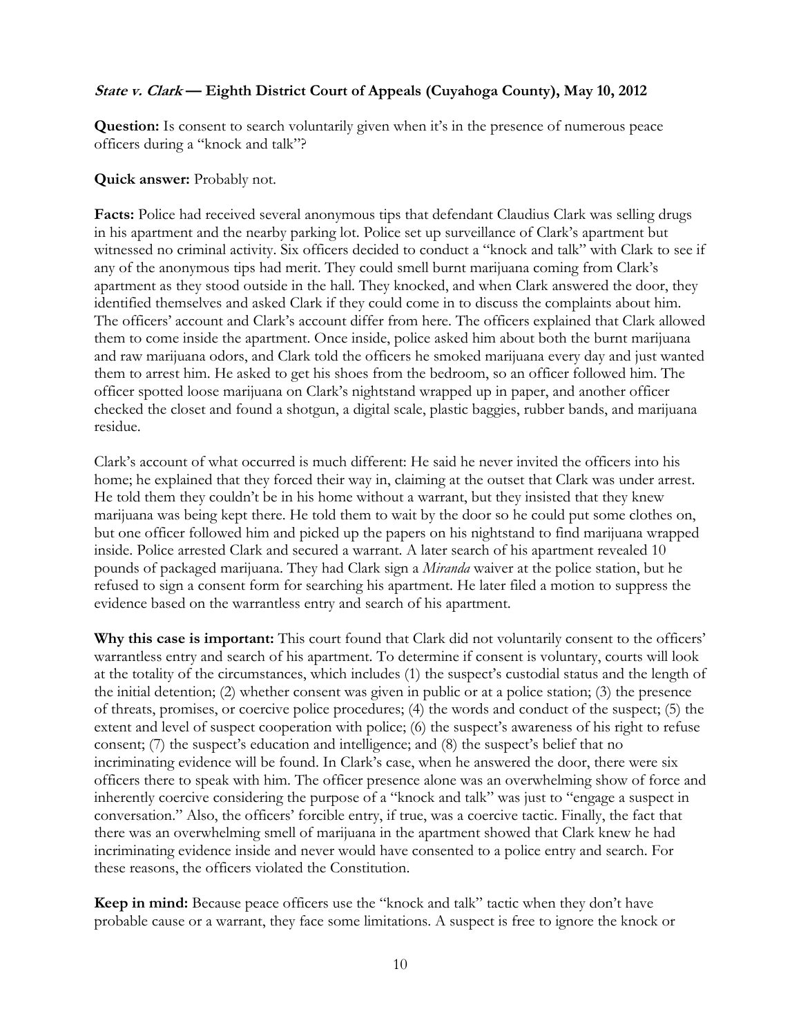***State v. Clark*** **— Eighth District Court of Appeals (Cuyahoga County), May 10, 2012**

**Question:** Is consent to search voluntarily given when it's in the presence of numerous peace officers during a "knock and talk"?

**Quick answer:** Probably not.

**Facts:** Police had received several anonymous tips that defendant Claudius Clark was selling drugs in his apartment and the nearby parking lot. Police set up surveillance of Clark's apartment but witnessed no criminal activity. Six officers decided to conduct a "knock and talk" with Clark to see if any of the anonymous tips had merit. They could smell burnt marijuana coming from Clark's apartment as they stood outside in the hall. They knocked, and when Clark answered the door, they identified themselves and asked Clark if they could come in to discuss the complaints about him. The officers' account and Clark's account differ from here. The officers explained that Clark allowed them to come inside the apartment. Once inside, police asked him about both the burnt marijuana and raw marijuana odors, and Clark told the officers he smoked marijuana every day and just wanted them to arrest him. He asked to get his shoes from the bedroom, so an officer followed him. The officer spotted loose marijuana on Clark's nightstand wrapped up in paper, and another officer checked the closet and found a shotgun, a digital scale, plastic baggies, rubber bands, and marijuana residue.

Clark's account of what occurred is much different: He said he never invited the officers into his home; he explained that they forced their way in, claiming at the outset that Clark was under arrest. He told them they couldn't be in his home without a warrant, but they insisted that they knew marijuana was being kept there. He told them to wait by the door so he could put some clothes on, but one officer followed him and picked up the papers on his nightstand to find marijuana wrapped inside. Police arrested Clark and secured a warrant. A later search of his apartment revealed 10 pounds of packaged marijuana. They had Clark sign a *Miranda* waiver at the police station, but he refused to sign a consent form for searching his apartment. He later filed a motion to suppress the evidence based on the warrantless entry and search of his apartment.

**Why this case is important:** This court found that Clark did not voluntarily consent to the officers' warrantless entry and search of his apartment. To determine if consent is voluntary, courts will look at the totality of the circumstances, which includes (1) the suspect's custodial status and the length of the initial detention; (2) whether consent was given in public or at a police station; (3) the presence of threats, promises, or coercive police procedures; (4) the words and conduct of the suspect; (5) the extent and level of suspect cooperation with police; (6) the suspect's awareness of his right to refuse consent; (7) the suspect's education and intelligence; and (8) the suspect's belief that no incriminating evidence will be found. In Clark's case, when he answered the door, there were six officers there to speak with him. The officer presence alone was an overwhelming show of force and inherently coercive considering the purpose of a "knock and talk" was just to "engage a suspect in conversation." Also, the officers' forcible entry, if true, was a coercive tactic. Finally, the fact that there was an overwhelming smell of marijuana in the apartment showed that Clark knew he had incriminating evidence inside and never would have consented to a police entry and search. For these reasons, the officers violated the Constitution.

**Keep in mind:** Because peace officers use the "knock and talk" tactic when they don't have probable cause or a warrant, they face some limitations. A suspect is free to ignore the knock or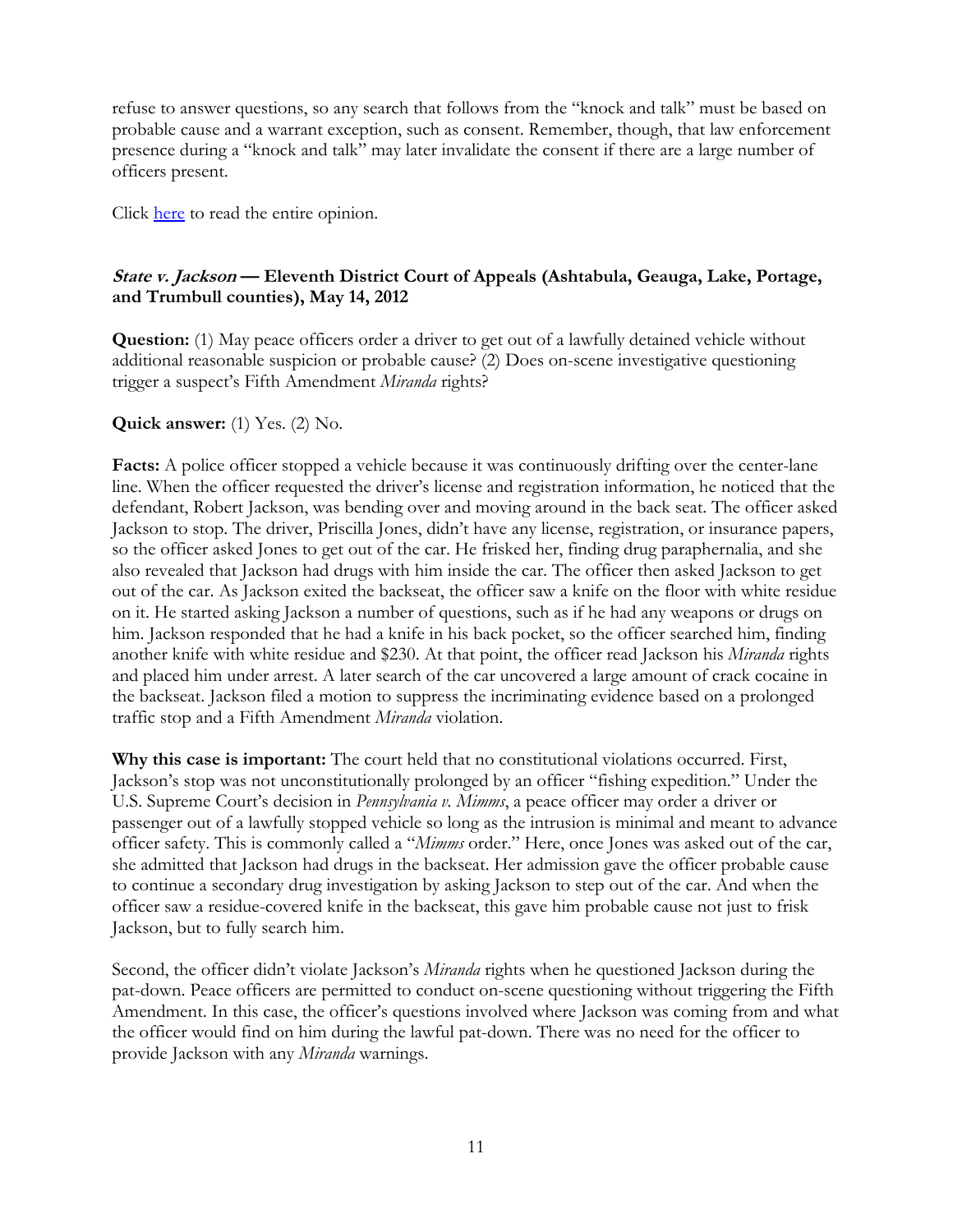refuse to answer questions, so any search that follows from the "knock and talk" must be based on probable cause and a warrant exception, such as consent. Remember, though, that law enforcement presence during a "knock and talk" may later invalidate the consent if there are a large number of officers present.

Click [here](#) to read the entire opinion.

### ***State v. Jackson*** **— Eleventh District Court of Appeals (Ashtabula, Geauga, Lake, Portage, and Trumbull counties), May 14, 2012**

**Question:** (1) May peace officers order a driver to get out of a lawfully detained vehicle without additional reasonable suspicion or probable cause? (2) Does on-scene investigative questioning trigger a suspect's Fifth Amendment *Miranda* rights?

**Quick answer:** (1) Yes. (2) No.

**Facts:** A police officer stopped a vehicle because it was continuously drifting over the center-lane line. When the officer requested the driver's license and registration information, he noticed that the defendant, Robert Jackson, was bending over and moving around in the back seat. The officer asked Jackson to stop. The driver, Priscilla Jones, didn't have any license, registration, or insurance papers, so the officer asked Jones to get out of the car. He frisked her, finding drug paraphernalia, and she also revealed that Jackson had drugs with him inside the car. The officer then asked Jackson to get out of the car. As Jackson exited the backseat, the officer saw a knife on the floor with white residue on it. He started asking Jackson a number of questions, such as if he had any weapons or drugs on him. Jackson responded that he had a knife in his back pocket, so the officer searched him, finding another knife with white residue and $230. At that point, the officer read Jackson his *Miranda* rights and placed him under arrest. A later search of the car uncovered a large amount of crack cocaine in the backseat. Jackson filed a motion to suppress the incriminating evidence based on a prolonged traffic stop and a Fifth Amendment *Miranda* violation.

**Why this case is important:** The court held that no constitutional violations occurred. First, Jackson's stop was not unconstitutionally prolonged by an officer "fishing expedition." Under the U.S. Supreme Court's decision in *Pennsylvania v. Mimms*, a peace officer may order a driver or passenger out of a lawfully stopped vehicle so long as the intrusion is minimal and meant to advance officer safety. This is commonly called a "*Mimms* order." Here, once Jones was asked out of the car, she admitted that Jackson had drugs in the backseat. Her admission gave the officer probable cause to continue a secondary drug investigation by asking Jackson to step out of the car. And when the officer saw a residue-covered knife in the backseat, this gave him probable cause not just to frisk Jackson, but to fully search him.

Second, the officer didn't violate Jackson's *Miranda* rights when he questioned Jackson during the pat-down. Peace officers are permitted to conduct on-scene questioning without triggering the Fifth Amendment. In this case, the officer's questions involved where Jackson was coming from and what the officer would find on him during the lawful pat-down. There was no need for the officer to provide Jackson with any *Miranda* warnings.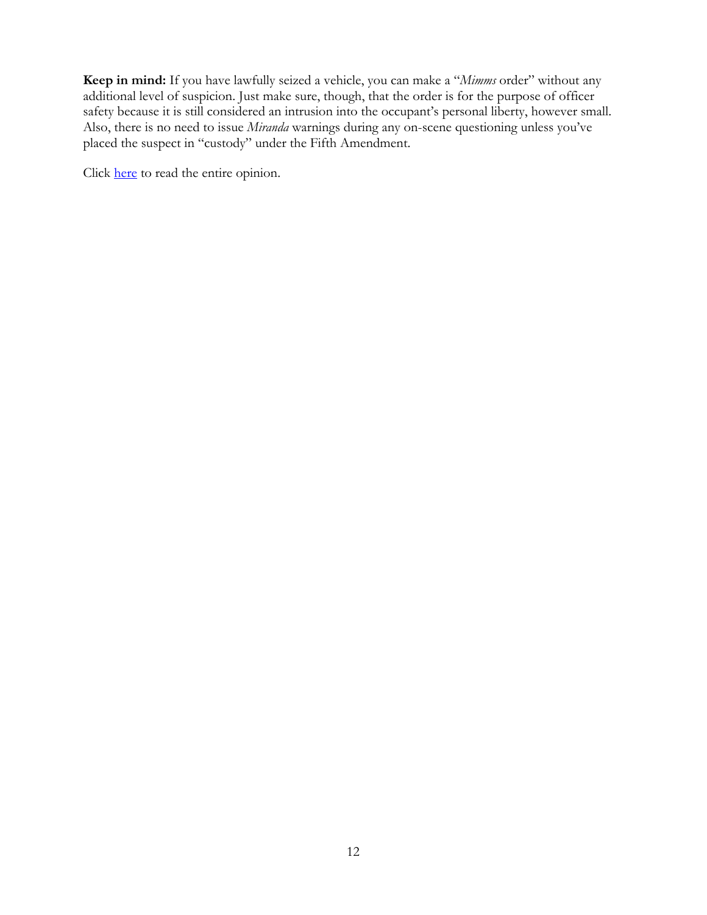**Keep in mind:** If you have lawfully seized a vehicle, you can make a "*Mimms* order" without any additional level of suspicion. Just make sure, though, that the order is for the purpose of officer safety because it is still considered an intrusion into the occupant's personal liberty, however small. Also, there is no need to issue *Miranda* warnings during any on-scene questioning unless you've placed the suspect in "custody" under the Fifth Amendment.

Click here to read the entire opinion.